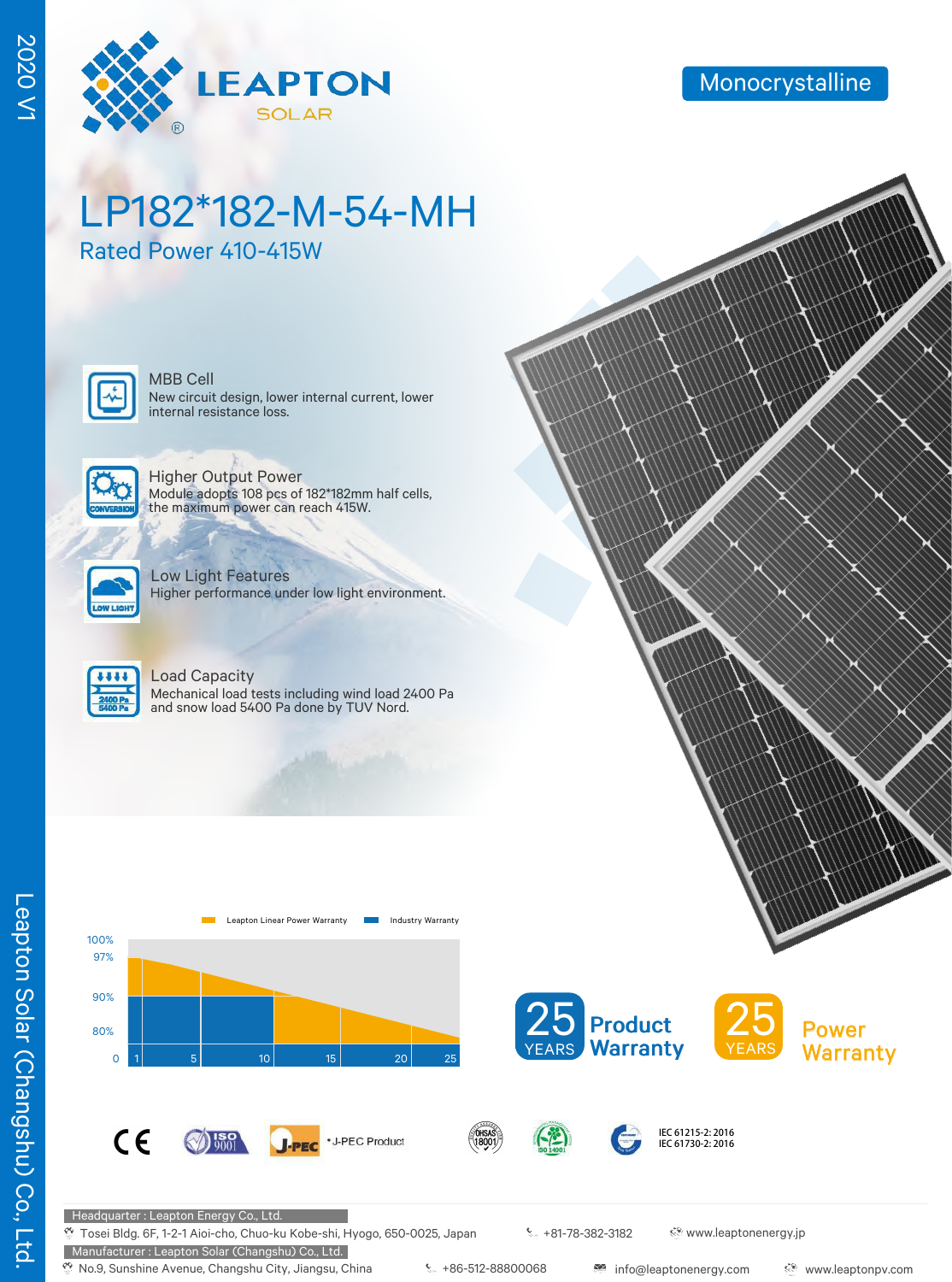2020 V1

LEAPTON SOLAR

Monocrystalline

# LP182*182-M-54-MH

## Rated Power 410-415W

**MBB Cell**
New circuit design, lower internal current, lower internal resistance loss.

**Higher Output Power**
Module adopts 108 pcs of 182*182mm half cells, the maximum power can reach 415W.

**Low Light Features**
Higher performance under low light environment.

**Load Capacity**
Mechanical load tests including wind load 2400 Pa and snow load 5400 Pa done by TUV Nord.

Leapton Linear Power Warranty | Industry Warranty

100% 97% 90% 80% 0

1 5 10 15 20 25

25 YEARS Product Warranty

25 YEARS Power Warranty

*J-PEC Product

IEC 61215-2: 2016
IEC 61730-2: 2016

Headquarter : Leapton Energy Co., Ltd.
Tosei Bldg. 6F, 1-2-1 Aioi-cho, Chuo-ku Kobe-shi, Hyogo, 650-0025, Japan | +81-78-382-3182 | www.leaptonenergy.jp

Manufacturer : Leapton Solar (Changshu) Co., Ltd.
No.9, Sunshine Avenue, Changshu City, Jiangsu, China | +86-512-88800068 | info@leaptonenergy.com | www.leaptonpv.com

Leapton Solar (Changshu) Co., Ltd.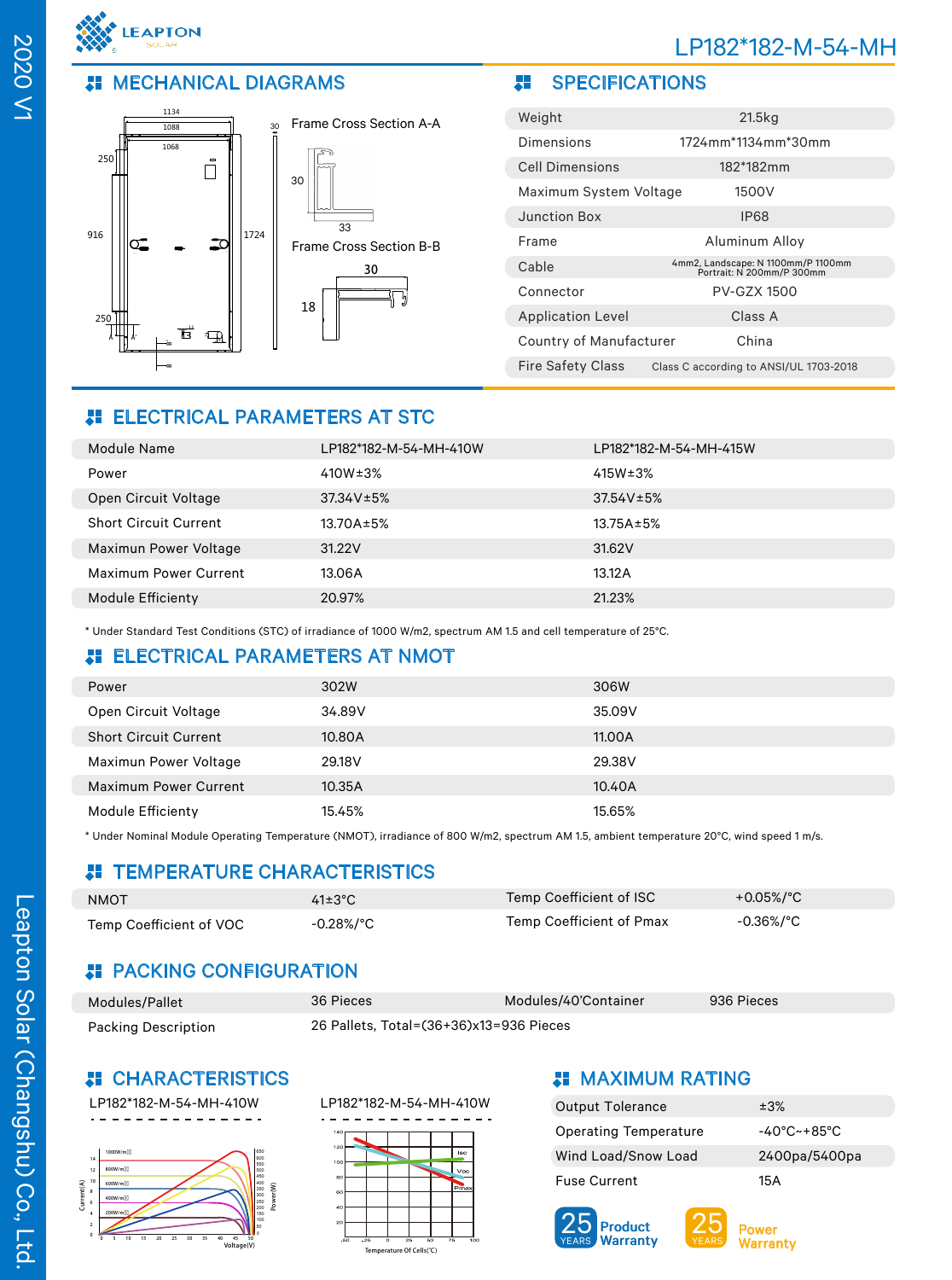LP182*182-M-54-MH

## MECHANICAL DIAGRAMS

1134
1088
1068
250
916
1724
250
30

Frame Cross Section A-A

30
33

Frame Cross Section B-B

30
18

## SPECIFICATIONS

| | |
|---|---|
| Weight | 21.5kg |
| Dimensions | 1724mm*1134mm*30mm |
| Cell Dimensions | 182*182mm |
| Maximum System Voltage | 1500V |
| Junction Box | IP68 |
| Frame | Aluminum Alloy |
| Cable | 4mm2, Landscape: N 1100mm/P 1100mm Portrait: N 200mm/P 300mm |
| Connector | PV-GZX 1500 |
| Application Level | Class A |
| Country of Manufacturer | China |
| Fire Safety Class | Class C according to ANSI/UL 1703-2018 |

## ELECTRICAL PARAMETERS AT STC

| | | |
|---|---|---|
| Module Name | LP182*182-M-54-MH-410W | LP182*182-M-54-MH-415W |
| Power | 410W±3% | 415W±3% |
| Open Circuit Voltage | 37.34V±5% | 37.54V±5% |
| Short Circuit Current | 13.70A±5% | 13.75A±5% |
| Maximun Power Voltage | 31.22V | 31.62V |
| Maximum Power Current | 13.06A | 13.12A |
| Module Efficiency | 20.97% | 21.23% |

* Under Standard Test Conditions (STC) of irradiance of 1000 W/m2, spectrum AM 1.5 and cell temperature of 25°C.

## ELECTRICAL PARAMETERS AT NMOT

| | | |
|---|---|---|
| Power | 302W | 306W |
| Open Circuit Voltage | 34.89V | 35.09V |
| Short Circuit Current | 10.80A | 11.00A |
| Maximun Power Voltage | 29.18V | 29.38V |
| Maximum Power Current | 10.35A | 10.40A |
| Module Efficiency | 15.45% | 15.65% |

* Under Nominal Module Operating Temperature (NMOT), irradiance of 800 W/m2, spectrum AM 1.5, ambient temperature 20°C, wind speed 1 m/s.

## TEMPERATURE CHARACTERISTICS

| | | | |
|---|---|---|---|
| NMOT | 41±3°C | Temp Coefficient of ISC | +0.05%/°C |
| Temp Coefficient of VOC | -0.28%/°C | Temp Coefficient of Pmax | -0.36%/°C |

## PACKING CONFIGURATION

| | | | |
|---|---|---|---|
| Modules/Pallet | 36 Pieces | Modules/40'Container | 936 Pieces |
| Packing Description | 26 Pallets, Total=(36+36)x13=936 Pieces | | |

## CHARACTERISTICS

LP182*182-M-54-MH-410W

1000W/m2
800W/m2
600W/m2
400W/m2
200W/m2
Current(A)
Power(W)
Voltage(V)

LP182*182-M-54-MH-410W

Isc
Voc
Pmax
Temperature Of Cells(°C)

## MAXIMUM RATING

| | |
|---|---|
| Output Tolerance | ±3% |
| Operating Temperature | -40°C~+85°C |
| Wind Load/Snow Load | 2400pa/5400pa |
| Fuse Current | 15A |

25 YEARS Product Warranty

25 YEARS Power Warranty

2020 V1

Leapton Solar (Changshu) Co., Ltd.